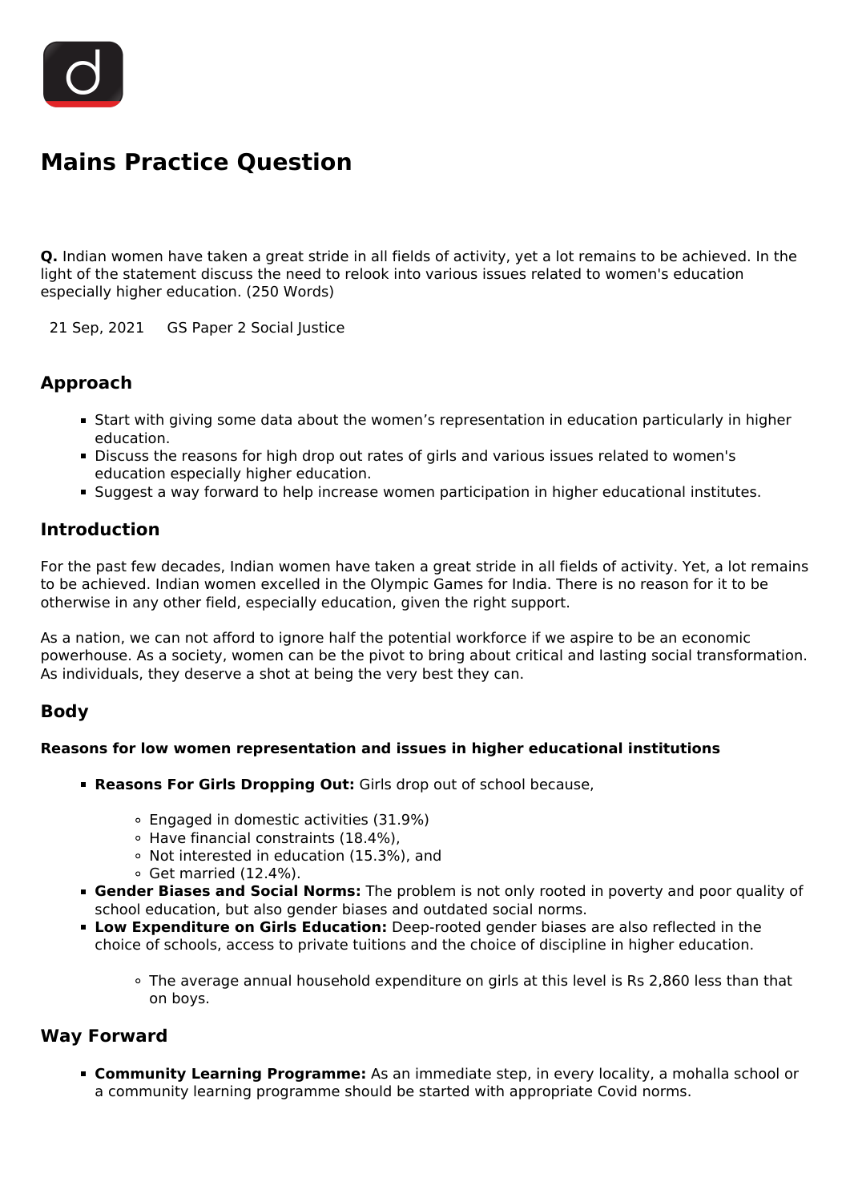# Mains Practice Question

**Q.** Indian women have taken a great stride in all fields of activity, yet a lot remains to be achieved. In the light of the statement discuss the need to relook into various issues related to women's education especially higher education. (250 Words)

21 Sep, 2021 GS Paper 2 Social Justice

## Approach

- Start with giving some data about the women's representation in education particularly in higher education.
- Discuss the reasons for high drop out rates of girls and various issues related to women's education especially higher education.
- Suggest a way forward to help increase women participation in higher educational institutes.

## Introduction

For the past few decades, Indian women have taken a great stride in all fields of activity. Yet, a lot remains to be achieved. Indian women excelled in the Olympic Games for India. There is no reason for it to be otherwise in any other field, especially education, given the right support.

As a nation, we can not afford to ignore half the potential workforce if we aspire to be an economic powerhouse. As a society, women can be the pivot to bring about critical and lasting social transformation. As individuals, they deserve a shot at being the very best they can.

## Body

**Reasons for low women representation and issues in higher educational institutions**

- **Reasons For Girls Dropping Out:** Girls drop out of school because,
    - Engaged in domestic activities (31.9%)
    - Have financial constraints (18.4%),
    - Not interested in education (15.3%), and
    - Get married (12.4%).
- **Gender Biases and Social Norms:** The problem is not only rooted in poverty and poor quality of school education, but also gender biases and outdated social norms.
- **Low Expenditure on Girls Education:** Deep-rooted gender biases are also reflected in the choice of schools, access to private tuitions and the choice of discipline in higher education.
    - The average annual household expenditure on girls at this level is Rs 2,860 less than that on boys.

## Way Forward

- **Community Learning Programme:** As an immediate step, in every locality, a mohalla school or a community learning programme should be started with appropriate Covid norms.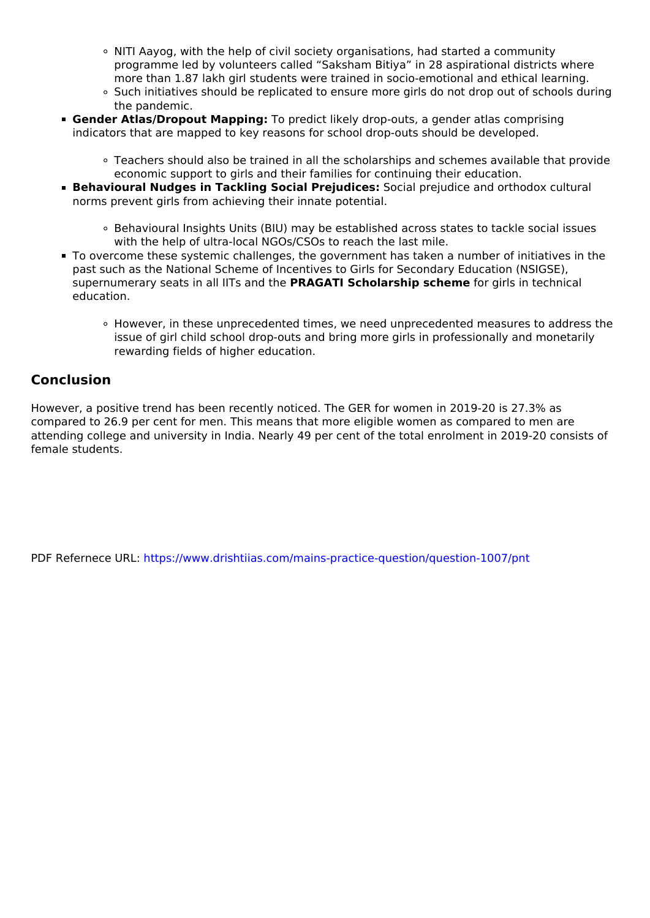- NITI Aayog, with the help of civil society organisations, had started a community programme led by volunteers called "Saksham Bitiya" in 28 aspirational districts where more than 1.87 lakh girl students were trained in socio-emotional and ethical learning.
    - Such initiatives should be replicated to ensure more girls do not drop out of schools during the pandemic.
- **Gender Atlas/Dropout Mapping:** To predict likely drop-outs, a gender atlas comprising indicators that are mapped to key reasons for school drop-outs should be developed.
    - Teachers should also be trained in all the scholarships and schemes available that provide economic support to girls and their families for continuing their education.
- **Behavioural Nudges in Tackling Social Prejudices:** Social prejudice and orthodox cultural norms prevent girls from achieving their innate potential.
    - Behavioural Insights Units (BIU) may be established across states to tackle social issues with the help of ultra-local NGOs/CSOs to reach the last mile.
- To overcome these systemic challenges, the government has taken a number of initiatives in the past such as the National Scheme of Incentives to Girls for Secondary Education (NSIGSE), supernumerary seats in all IITs and the **PRAGATI Scholarship scheme** for girls in technical education.
    - However, in these unprecedented times, we need unprecedented measures to address the issue of girl child school drop-outs and bring more girls in professionally and monetarily rewarding fields of higher education.

## Conclusion

However, a positive trend has been recently noticed. The GER for women in 2019-20 is 27.3% as compared to 26.9 per cent for men. This means that more eligible women as compared to men are attending college and university in India. Nearly 49 per cent of the total enrolment in 2019-20 consists of female students.

PDF Refernece URL: https://www.drishtiias.com/mains-practice-question/question-1007/pnt